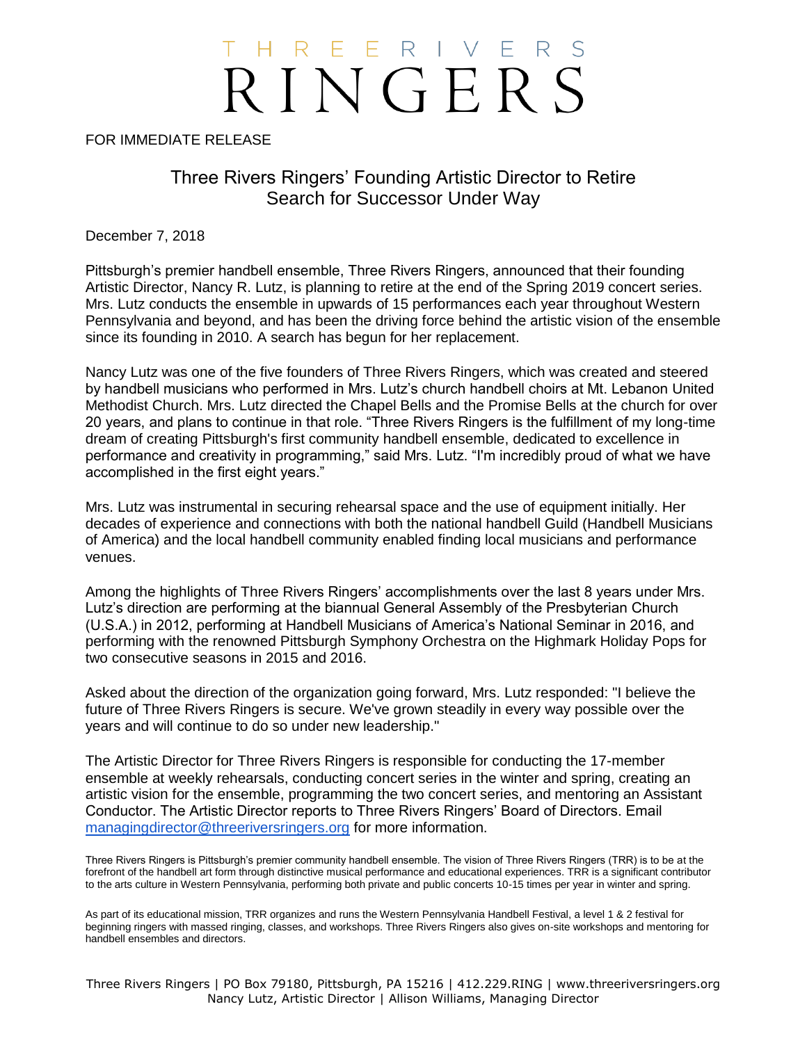# THREE RIVERS RINGERS

FOR IMMEDIATE RELEASE

## Three Rivers Ringers' Founding Artistic Director to Retire
## Search for Successor Under Way

December 7, 2018

Pittsburgh's premier handbell ensemble, Three Rivers Ringers, announced that their founding Artistic Director, Nancy R. Lutz, is planning to retire at the end of the Spring 2019 concert series. Mrs. Lutz conducts the ensemble in upwards of 15 performances each year throughout Western Pennsylvania and beyond, and has been the driving force behind the artistic vision of the ensemble since its founding in 2010. A search has begun for her replacement.

Nancy Lutz was one of the five founders of Three Rivers Ringers, which was created and steered by handbell musicians who performed in Mrs. Lutz's church handbell choirs at Mt. Lebanon United Methodist Church. Mrs. Lutz directed the Chapel Bells and the Promise Bells at the church for over 20 years, and plans to continue in that role. "Three Rivers Ringers is the fulfillment of my long-time dream of creating Pittsburgh's first community handbell ensemble, dedicated to excellence in performance and creativity in programming," said Mrs. Lutz. "I'm incredibly proud of what we have accomplished in the first eight years."

Mrs. Lutz was instrumental in securing rehearsal space and the use of equipment initially. Her decades of experience and connections with both the national handbell Guild (Handbell Musicians of America) and the local handbell community enabled finding local musicians and performance venues.

Among the highlights of Three Rivers Ringers' accomplishments over the last 8 years under Mrs. Lutz's direction are performing at the biannual General Assembly of the Presbyterian Church (U.S.A.) in 2012, performing at Handbell Musicians of America's National Seminar in 2016, and performing with the renowned Pittsburgh Symphony Orchestra on the Highmark Holiday Pops for two consecutive seasons in 2015 and 2016.

Asked about the direction of the organization going forward, Mrs. Lutz responded: "I believe the future of Three Rivers Ringers is secure. We've grown steadily in every way possible over the years and will continue to do so under new leadership."

The Artistic Director for Three Rivers Ringers is responsible for conducting the 17-member ensemble at weekly rehearsals, conducting concert series in the winter and spring, creating an artistic vision for the ensemble, programming the two concert series, and mentoring an Assistant Conductor. The Artistic Director reports to Three Rivers Ringers' Board of Directors. Email managingdirector@threeriversringers.org for more information.

Three Rivers Ringers is Pittsburgh's premier community handbell ensemble. The vision of Three Rivers Ringers (TRR) is to be at the forefront of the handbell art form through distinctive musical performance and educational experiences. TRR is a significant contributor to the arts culture in Western Pennsylvania, performing both private and public concerts 10-15 times per year in winter and spring.

As part of its educational mission, TRR organizes and runs the Western Pennsylvania Handbell Festival, a level 1 & 2 festival for beginning ringers with massed ringing, classes, and workshops. Three Rivers Ringers also gives on-site workshops and mentoring for handbell ensembles and directors.

Three Rivers Ringers | PO Box 79180, Pittsburgh, PA 15216 | 412.229.RING | www.threeriversringers.org
Nancy Lutz, Artistic Director | Allison Williams, Managing Director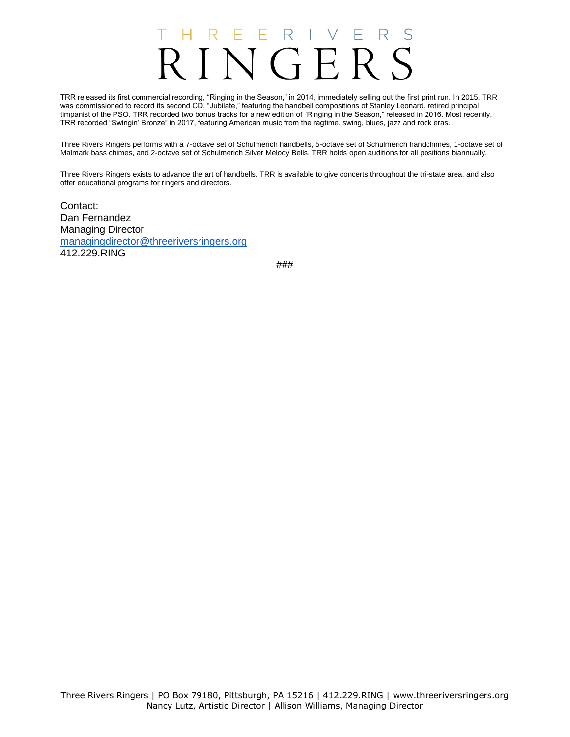THREE RIVERS

# RINGERS

TRR released its first commercial recording, "Ringing in the Season," in 2014, immediately selling out the first print run. In 2015, TRR was commissioned to record its second CD, "Jubilate," featuring the handbell compositions of Stanley Leonard, retired principal timpanist of the PSO. TRR recorded two bonus tracks for a new edition of "Ringing in the Season," released in 2016. Most recently, TRR recorded "Swingin' Bronze" in 2017, featuring American music from the ragtime, swing, blues, jazz and rock eras.

Three Rivers Ringers performs with a 7-octave set of Schulmerich handbells, 5-octave set of Schulmerich handchimes, 1-octave set of Malmark bass chimes, and 2-octave set of Schulmerich Silver Melody Bells. TRR holds open auditions for all positions biannually.

Three Rivers Ringers exists to advance the art of handbells. TRR is available to give concerts throughout the tri-state area, and also offer educational programs for ringers and directors.

Contact:
Dan Fernandez
Managing Director
managingdirector@threeriversringers.org
412.229.RING

###

Three Rivers Ringers | PO Box 79180, Pittsburgh, PA 15216 | 412.229.RING | www.threeriversringers.org
Nancy Lutz, Artistic Director | Allison Williams, Managing Director